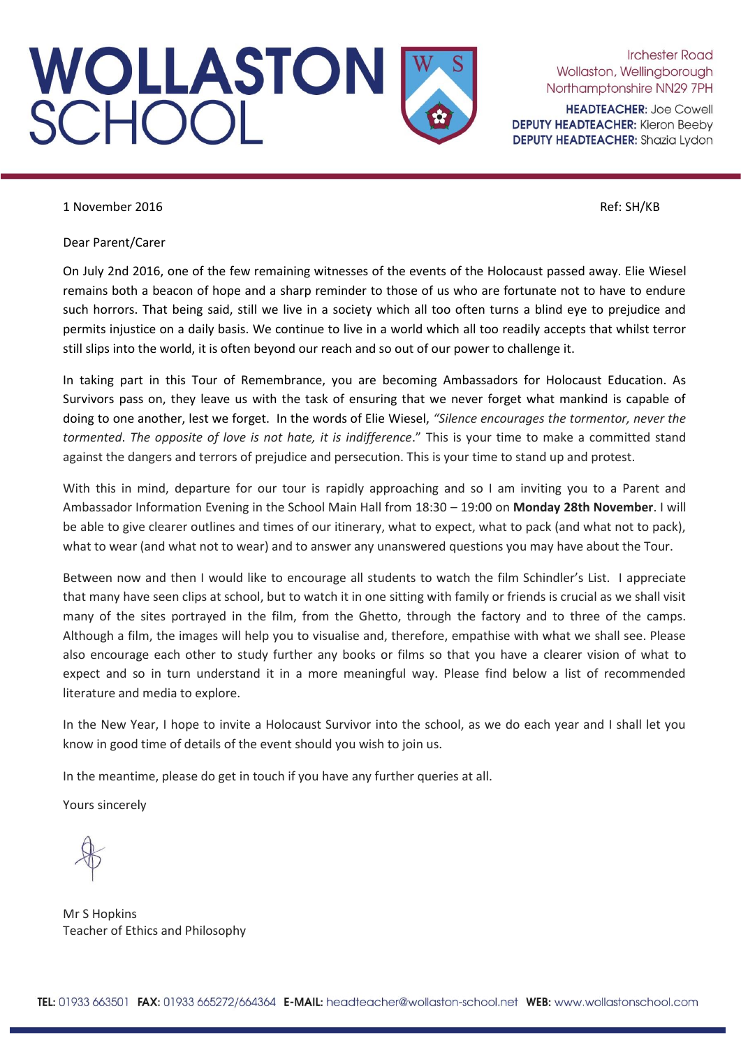# WOLLASTON SCHOOL

Irchester Road
Wollaston, Wellingborough
Northamptonshire NN29 7PH

**HEADTEACHER:** Joe Cowell
**DEPUTY HEADTEACHER:** Kieron Beeby
**DEPUTY HEADTEACHER:** Shazia Lydon

1 November 2016

Ref: SH/KB

Dear Parent/Carer

On July 2nd 2016, one of the few remaining witnesses of the events of the Holocaust passed away. Elie Wiesel remains both a beacon of hope and a sharp reminder to those of us who are fortunate not to have to endure such horrors. That being said, still we live in a society which all too often turns a blind eye to prejudice and permits injustice on a daily basis. We continue to live in a world which all too readily accepts that whilst terror still slips into the world, it is often beyond our reach and so out of our power to challenge it.

In taking part in this Tour of Remembrance, you are becoming Ambassadors for Holocaust Education. As Survivors pass on, they leave us with the task of ensuring that we never forget what mankind is capable of doing to one another, lest we forget. In the words of Elie Wiesel, *"Silence encourages the tormentor, never the tormented. The opposite of love is not hate, it is indifference*." This is your time to make a committed stand against the dangers and terrors of prejudice and persecution. This is your time to stand up and protest.

With this in mind, departure for our tour is rapidly approaching and so I am inviting you to a Parent and Ambassador Information Evening in the School Main Hall from 18:30 – 19:00 on **Monday 28th November**. I will be able to give clearer outlines and times of our itinerary, what to expect, what to pack (and what not to pack), what to wear (and what not to wear) and to answer any unanswered questions you may have about the Tour.

Between now and then I would like to encourage all students to watch the film Schindler's List. I appreciate that many have seen clips at school, but to watch it in one sitting with family or friends is crucial as we shall visit many of the sites portrayed in the film, from the Ghetto, through the factory and to three of the camps. Although a film, the images will help you to visualise and, therefore, empathise with what we shall see. Please also encourage each other to study further any books or films so that you have a clearer vision of what to expect and so in turn understand it in a more meaningful way. Please find below a list of recommended literature and media to explore.

In the New Year, I hope to invite a Holocaust Survivor into the school, as we do each year and I shall let you know in good time of details of the event should you wish to join us.

In the meantime, please do get in touch if you have any further queries at all.

Yours sincerely

Mr S Hopkins
Teacher of Ethics and Philosophy

**TEL:** 01933 663501 **FAX:** 01933 665272/664364 **E-MAIL:** headteacher@wollaston-school.net **WEB:** www.wollastonschool.com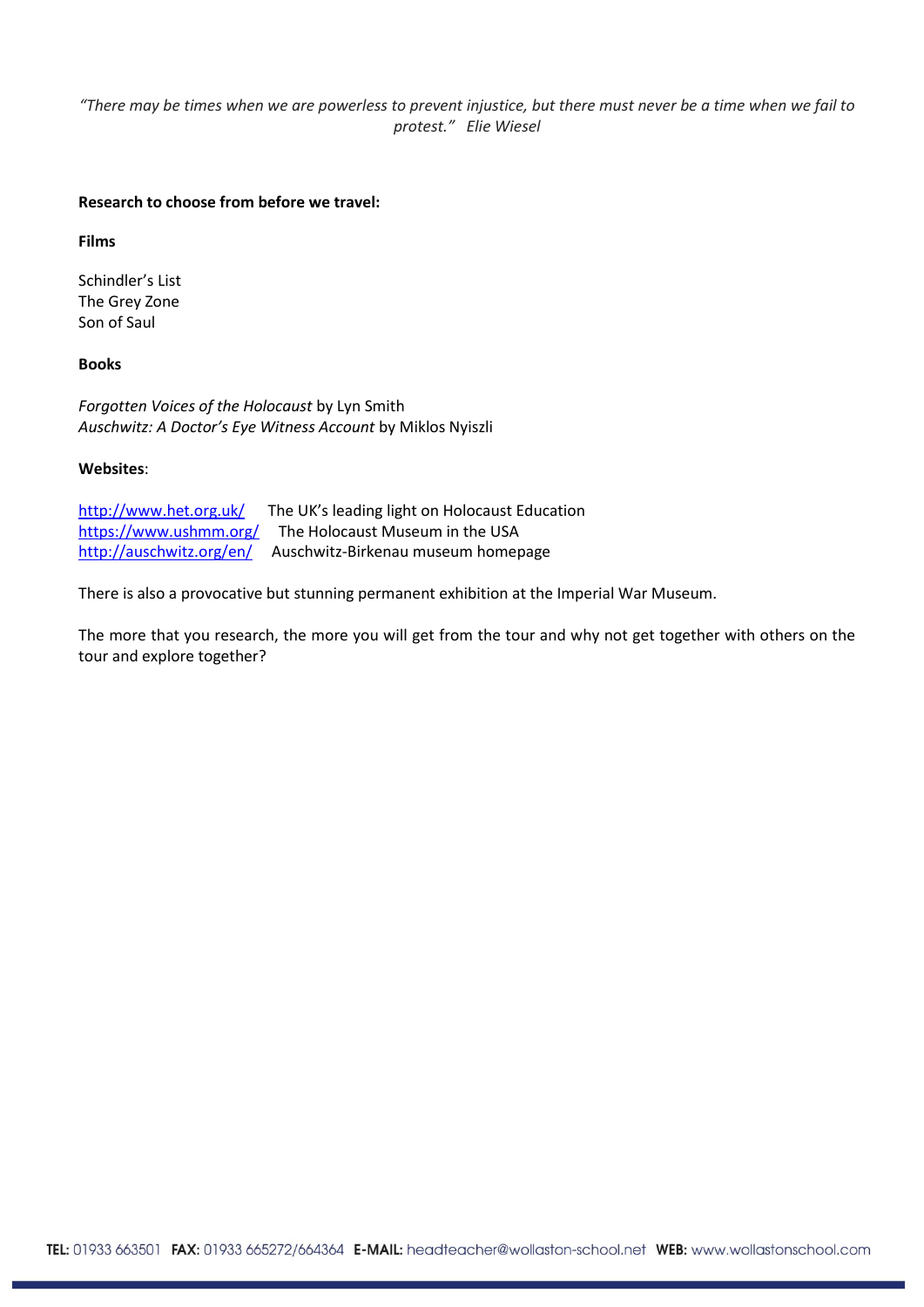*"There may be times when we are powerless to prevent injustice, but there must never be a time when we fail to protest."   Elie Wiesel*

**Research to choose from before we travel:**

**Films**

Schindler's List
The Grey Zone
Son of Saul

**Books**

*Forgotten Voices of the Holocaust* by Lyn Smith
*Auschwitz: A Doctor's Eye Witness Account* by Miklos Nyiszli

**Websites**:

[http://www.het.org.uk/](http://www.het.org.uk/)  The UK's leading light on Holocaust Education
[https://www.ushmm.org/](https://www.ushmm.org/)  The Holocaust Museum in the USA
[http://auschwitz.org/en/](http://auschwitz.org/en/)  Auschwitz-Birkenau museum homepage

There is also a provocative but stunning permanent exhibition at the Imperial War Museum.

The more that you research, the more you will get from the tour and why not get together with others on the tour and explore together?